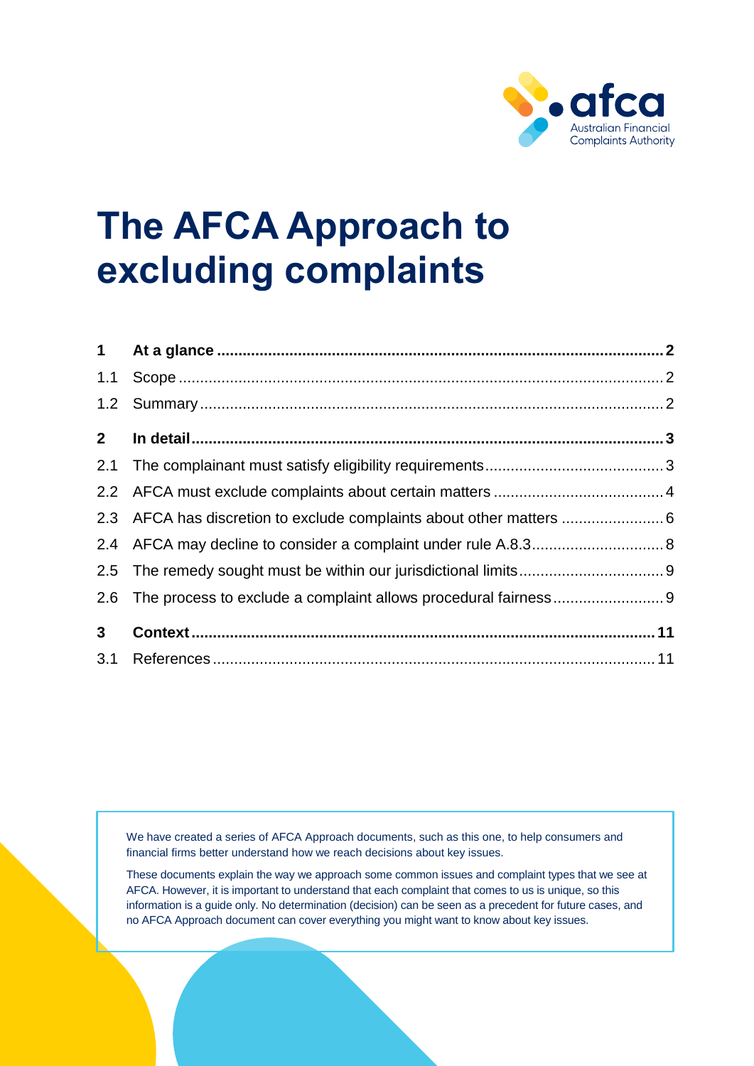# The AFCA Approach to excluding complaints

| | | |
|---|---|---|
| **1** | **At a glance** | **2** |
| 1.1 | Scope | 2 |
| 1.2 | Summary | 2 |
| **2** | **In detail** | **3** |
| 2.1 | The complainant must satisfy eligibility requirements | 3 |
| 2.2 | AFCA must exclude complaints about certain matters | 4 |
| 2.3 | AFCA has discretion to exclude complaints about other matters | 6 |
| 2.4 | AFCA may decline to consider a complaint under rule A.8.3 | 8 |
| 2.5 | The remedy sought must be within our jurisdictional limits | 9 |
| 2.6 | The process to exclude a complaint allows procedural fairness | 9 |
| **3** | **Context** | **11** |
| 3.1 | References | 11 |

We have created a series of AFCA Approach documents, such as this one, to help consumers and financial firms better understand how we reach decisions about key issues.

These documents explain the way we approach some common issues and complaint types that we see at AFCA. However, it is important to understand that each complaint that comes to us is unique, so this information is a guide only. No determination (decision) can be seen as a precedent for future cases, and no AFCA Approach document can cover everything you might want to know about key issues.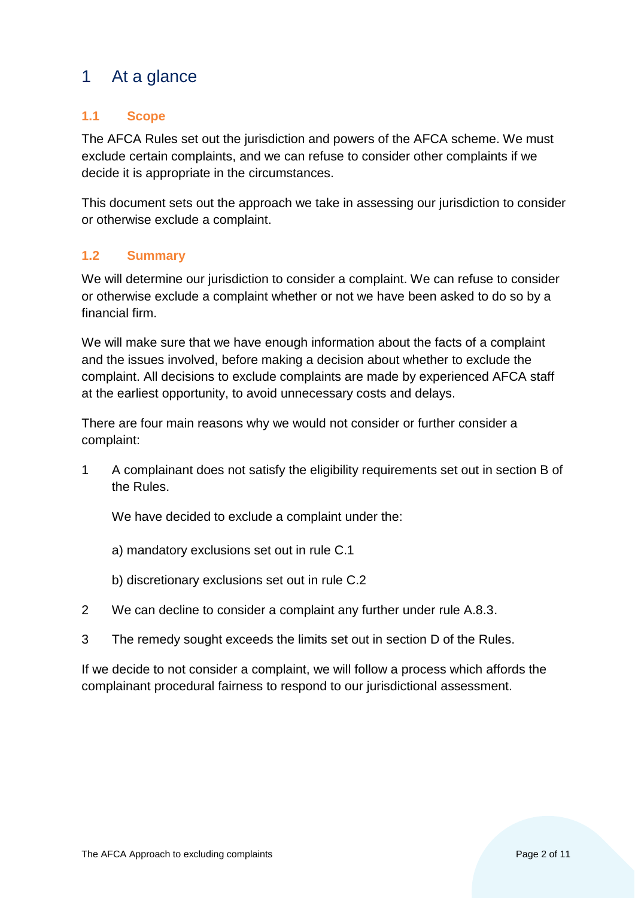# 1 At a glance

## 1.1 Scope

The AFCA Rules set out the jurisdiction and powers of the AFCA scheme. We must exclude certain complaints, and we can refuse to consider other complaints if we decide it is appropriate in the circumstances.

This document sets out the approach we take in assessing our jurisdiction to consider or otherwise exclude a complaint.

## 1.2 Summary

We will determine our jurisdiction to consider a complaint. We can refuse to consider or otherwise exclude a complaint whether or not we have been asked to do so by a financial firm.

We will make sure that we have enough information about the facts of a complaint and the issues involved, before making a decision about whether to exclude the complaint. All decisions to exclude complaints are made by experienced AFCA staff at the earliest opportunity, to avoid unnecessary costs and delays.

There are four main reasons why we would not consider or further consider a complaint:

1. A complainant does not satisfy the eligibility requirements set out in section B of the Rules.

   We have decided to exclude a complaint under the:

   a) mandatory exclusions set out in rule C.1

   b) discretionary exclusions set out in rule C.2

2. We can decline to consider a complaint any further under rule A.8.3.

3. The remedy sought exceeds the limits set out in section D of the Rules.

If we decide to not consider a complaint, we will follow a process which affords the complainant procedural fairness to respond to our jurisdictional assessment.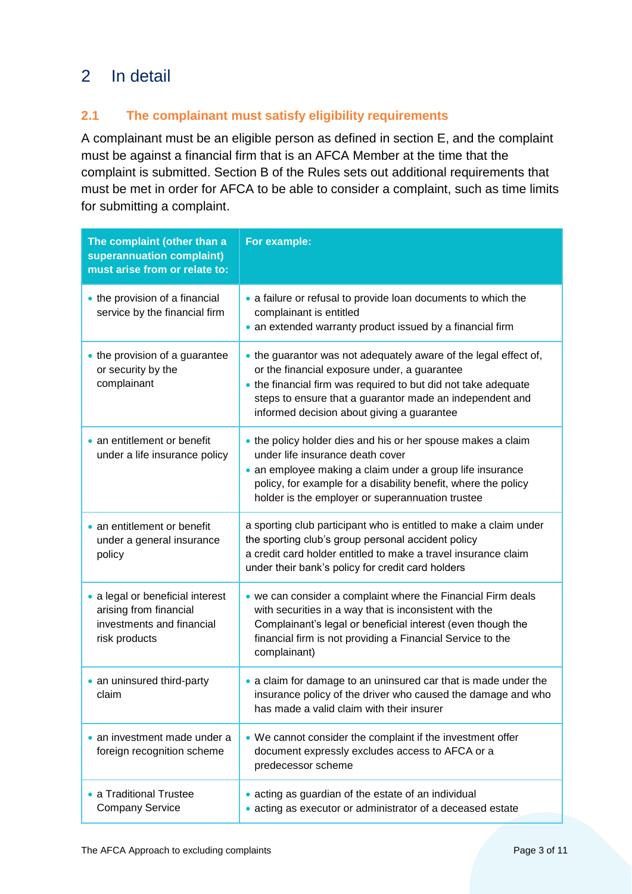## 2 In detail

### 2.1 The complainant must satisfy eligibility requirements

A complainant must be an eligible person as defined in section E, and the complaint must be against a financial firm that is an AFCA Member at the time that the complaint is submitted. Section B of the Rules sets out additional requirements that must be met in order for AFCA to be able to consider a complaint, such as time limits for submitting a complaint.

| The complaint (other than a superannuation complaint) must arise from or relate to: | For example: |
| --- | --- |
| • the provision of a financial service by the financial firm | • a failure or refusal to provide loan documents to which the complainant is entitled<br>• an extended warranty product issued by a financial firm |
| • the provision of a guarantee or security by the complainant | • the guarantor was not adequately aware of the legal effect of, or the financial exposure under, a guarantee<br>• the financial firm was required to but did not take adequate steps to ensure that a guarantor made an independent and informed decision about giving a guarantee |
| • an entitlement or benefit under a life insurance policy | • the policy holder dies and his or her spouse makes a claim under life insurance death cover<br>• an employee making a claim under a group life insurance policy, for example for a disability benefit, where the policy holder is the employer or superannuation trustee |
| • an entitlement or benefit under a general insurance policy | a sporting club participant who is entitled to make a claim under the sporting club's group personal accident policy<br>a credit card holder entitled to make a travel insurance claim under their bank's policy for credit card holders |
| • a legal or beneficial interest arising from financial investments and financial risk products | • we can consider a complaint where the Financial Firm deals with securities in a way that is inconsistent with the Complainant's legal or beneficial interest (even though the financial firm is not providing a Financial Service to the complainant) |
| • an uninsured third-party claim | • a claim for damage to an uninsured car that is made under the insurance policy of the driver who caused the damage and who has made a valid claim with their insurer |
| • an investment made under a foreign recognition scheme | • We cannot consider the complaint if the investment offer document expressly excludes access to AFCA or a predecessor scheme |
| • a Traditional Trustee Company Service | • acting as guardian of the estate of an individual<br>• acting as executor or administrator of a deceased estate |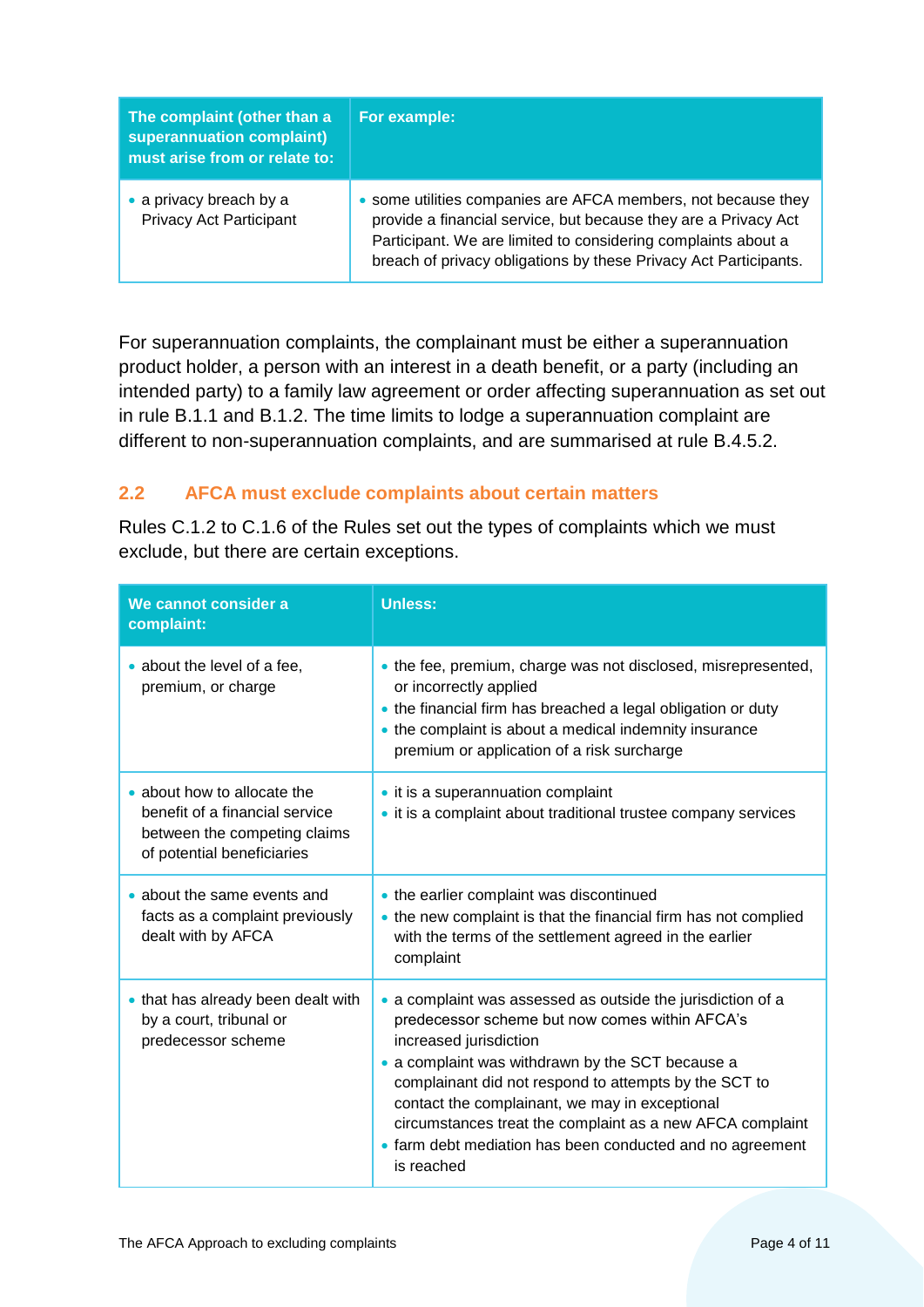| The complaint (other than a superannuation complaint) must arise from or relate to: | For example: |
|---|---|
| • a privacy breach by a Privacy Act Participant | • some utilities companies are AFCA members, not because they provide a financial service, but because they are a Privacy Act Participant. We are limited to considering complaints about a breach of privacy obligations by these Privacy Act Participants. |

For superannuation complaints, the complainant must be either a superannuation product holder, a person with an interest in a death benefit, or a party (including an intended party) to a family law agreement or order affecting superannuation as set out in rule B.1.1 and B.1.2. The time limits to lodge a superannuation complaint are different to non-superannuation complaints, and are summarised at rule B.4.5.2.

## 2.2 AFCA must exclude complaints about certain matters

Rules C.1.2 to C.1.6 of the Rules set out the types of complaints which we must exclude, but there are certain exceptions.

| We cannot consider a complaint: | Unless: |
|---|---|
| • about the level of a fee, premium, or charge | • the fee, premium, charge was not disclosed, misrepresented, or incorrectly applied<br>• the financial firm has breached a legal obligation or duty<br>• the complaint is about a medical indemnity insurance premium or application of a risk surcharge |
| • about how to allocate the benefit of a financial service between the competing claims of potential beneficiaries | • it is a superannuation complaint<br>• it is a complaint about traditional trustee company services |
| • about the same events and facts as a complaint previously dealt with by AFCA | • the earlier complaint was discontinued<br>• the new complaint is that the financial firm has not complied with the terms of the settlement agreed in the earlier complaint |
| • that has already been dealt with by a court, tribunal or predecessor scheme | • a complaint was assessed as outside the jurisdiction of a predecessor scheme but now comes within AFCA's increased jurisdiction<br>• a complaint was withdrawn by the SCT because a complainant did not respond to attempts by the SCT to contact the complainant, we may in exceptional circumstances treat the complaint as a new AFCA complaint<br>• farm debt mediation has been conducted and no agreement is reached |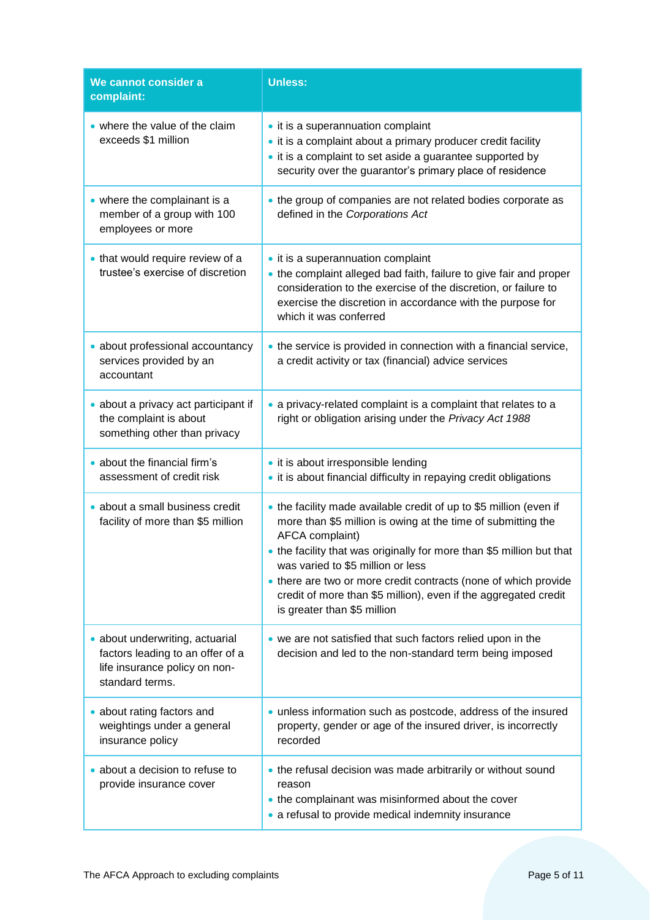| We cannot consider a complaint: | Unless: |
|---|---|
| • where the value of the claim exceeds $1 million | • it is a superannuation complaint<br>• it is a complaint about a primary producer credit facility<br>• it is a complaint to set aside a guarantee supported by security over the guarantor's primary place of residence |
| • where the complainant is a member of a group with 100 employees or more | • the group of companies are not related bodies corporate as defined in the *Corporations Act* |
| • that would require review of a trustee's exercise of discretion | • it is a superannuation complaint<br>• the complaint alleged bad faith, failure to give fair and proper consideration to the exercise of the discretion, or failure to exercise the discretion in accordance with the purpose for which it was conferred |
| • about professional accountancy services provided by an accountant | • the service is provided in connection with a financial service, a credit activity or tax (financial) advice services |
| • about a privacy act participant if the complaint is about something other than privacy | • a privacy-related complaint is a complaint that relates to a right or obligation arising under the *Privacy Act 1988* |
| • about the financial firm's assessment of credit risk | • it is about irresponsible lending<br>• it is about financial difficulty in repaying credit obligations |
| • about a small business credit facility of more than $5 million | • the facility made available credit of up to $5 million (even if more than $5 million is owing at the time of submitting the AFCA complaint)<br>• the facility that was originally for more than $5 million but that was varied to $5 million or less<br>• there are two or more credit contracts (none of which provide credit of more than $5 million), even if the aggregated credit is greater than $5 million |
| • about underwriting, actuarial factors leading to an offer of a life insurance policy on non-standard terms. | • we are not satisfied that such factors relied upon in the decision and led to the non-standard term being imposed |
| • about rating factors and weightings under a general insurance policy | • unless information such as postcode, address of the insured property, gender or age of the insured driver, is incorrectly recorded |
| • about a decision to refuse to provide insurance cover | • the refusal decision was made arbitrarily or without sound reason<br>• the complainant was misinformed about the cover<br>• a refusal to provide medical indemnity insurance |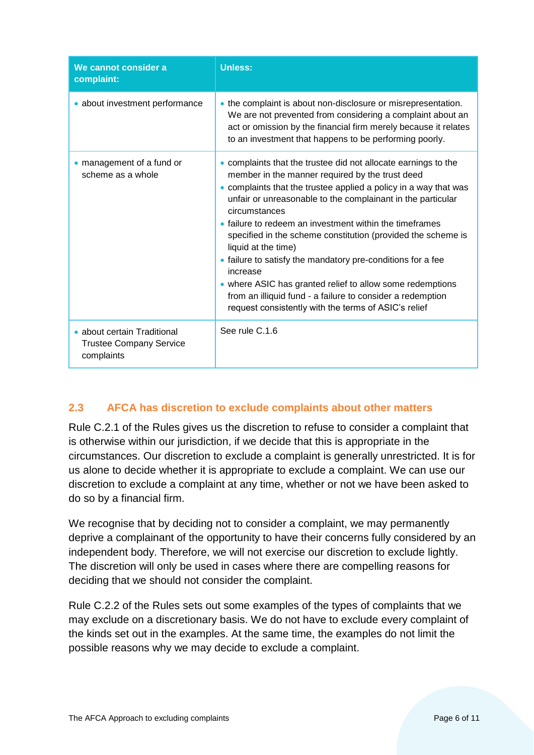| We cannot consider a complaint: | Unless: |
| --- | --- |
| • about investment performance | • the complaint is about non-disclosure or misrepresentation. We are not prevented from considering a complaint about an act or omission by the financial firm merely because it relates to an investment that happens to be performing poorly. |
| • management of a fund or scheme as a whole | • complaints that the trustee did not allocate earnings to the member in the manner required by the trust deed<br>• complaints that the trustee applied a policy in a way that was unfair or unreasonable to the complainant in the particular circumstances<br>• failure to redeem an investment within the timeframes specified in the scheme constitution (provided the scheme is liquid at the time)<br>• failure to satisfy the mandatory pre-conditions for a fee increase<br>• where ASIC has granted relief to allow some redemptions from an illiquid fund - a failure to consider a redemption request consistently with the terms of ASIC's relief |
| • about certain Traditional Trustee Company Service complaints | See rule C.1.6 |

## 2.3 AFCA has discretion to exclude complaints about other matters

Rule C.2.1 of the Rules gives us the discretion to refuse to consider a complaint that is otherwise within our jurisdiction, if we decide that this is appropriate in the circumstances. Our discretion to exclude a complaint is generally unrestricted. It is for us alone to decide whether it is appropriate to exclude a complaint. We can use our discretion to exclude a complaint at any time, whether or not we have been asked to do so by a financial firm.

We recognise that by deciding not to consider a complaint, we may permanently deprive a complainant of the opportunity to have their concerns fully considered by an independent body. Therefore, we will not exercise our discretion to exclude lightly. The discretion will only be used in cases where there are compelling reasons for deciding that we should not consider the complaint.

Rule C.2.2 of the Rules sets out some examples of the types of complaints that we may exclude on a discretionary basis. We do not have to exclude every complaint of the kinds set out in the examples. At the same time, the examples do not limit the possible reasons why we may decide to exclude a complaint.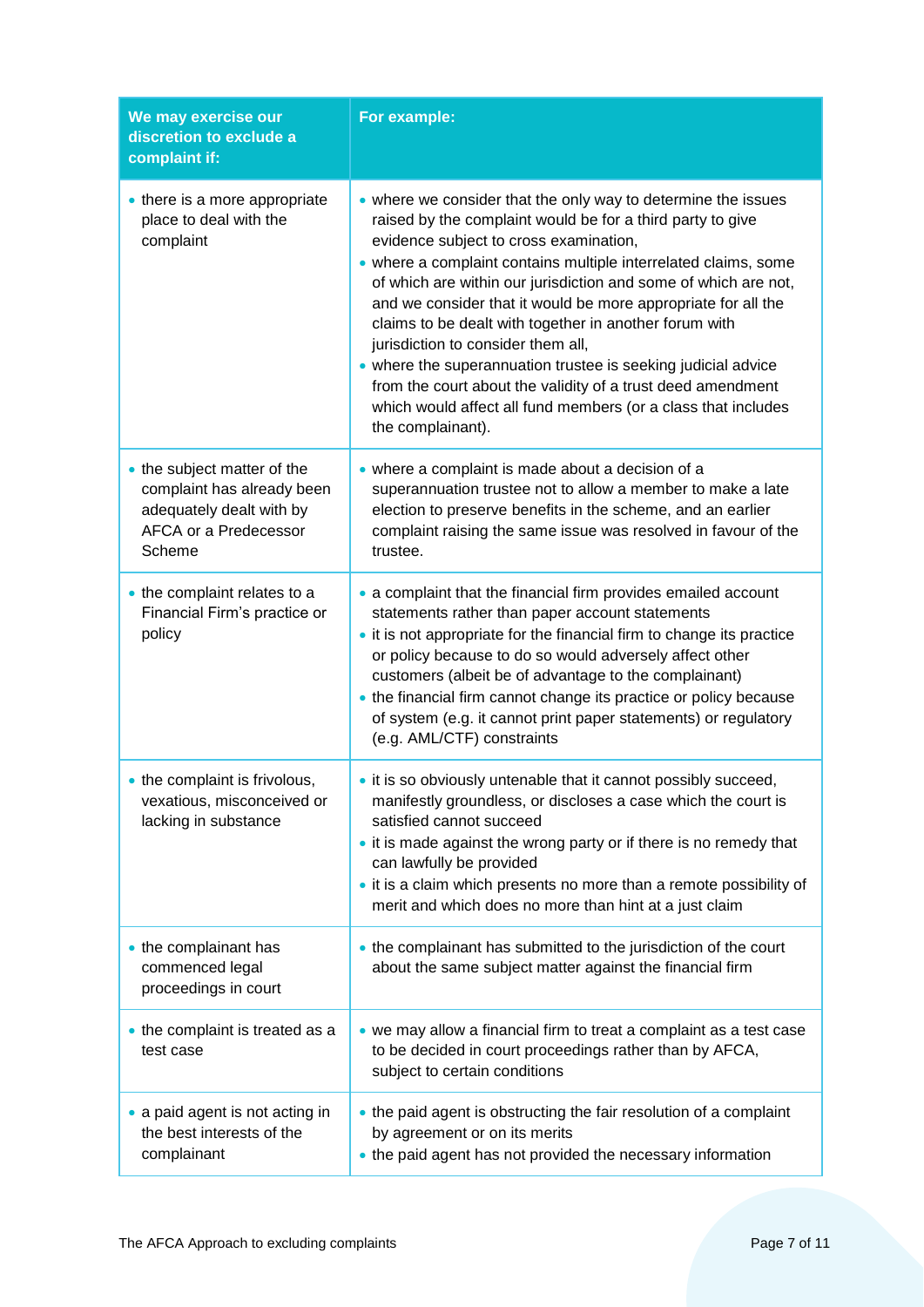| We may exercise our discretion to exclude a complaint if: | For example: |
|---|---|
| • there is a more appropriate place to deal with the complaint | • where we consider that the only way to determine the issues raised by the complaint would be for a third party to give evidence subject to cross examination,<br>• where a complaint contains multiple interrelated claims, some of which are within our jurisdiction and some of which are not, and we consider that it would be more appropriate for all the claims to be dealt with together in another forum with jurisdiction to consider them all,<br>• where the superannuation trustee is seeking judicial advice from the court about the validity of a trust deed amendment which would affect all fund members (or a class that includes the complainant). |
| • the subject matter of the complaint has already been adequately dealt with by AFCA or a Predecessor Scheme | • where a complaint is made about a decision of a superannuation trustee not to allow a member to make a late election to preserve benefits in the scheme, and an earlier complaint raising the same issue was resolved in favour of the trustee. |
| • the complaint relates to a Financial Firm's practice or policy | • a complaint that the financial firm provides emailed account statements rather than paper account statements<br>• it is not appropriate for the financial firm to change its practice or policy because to do so would adversely affect other customers (albeit be of advantage to the complainant)<br>• the financial firm cannot change its practice or policy because of system (e.g. it cannot print paper statements) or regulatory (e.g. AML/CTF) constraints |
| • the complaint is frivolous, vexatious, misconceived or lacking in substance | • it is so obviously untenable that it cannot possibly succeed, manifestly groundless, or discloses a case which the court is satisfied cannot succeed<br>• it is made against the wrong party or if there is no remedy that can lawfully be provided<br>• it is a claim which presents no more than a remote possibility of merit and which does no more than hint at a just claim |
| • the complainant has commenced legal proceedings in court | • the complainant has submitted to the jurisdiction of the court about the same subject matter against the financial firm |
| • the complaint is treated as a test case | • we may allow a financial firm to treat a complaint as a test case to be decided in court proceedings rather than by AFCA, subject to certain conditions |
| • a paid agent is not acting in the best interests of the complainant | • the paid agent is obstructing the fair resolution of a complaint by agreement or on its merits<br>• the paid agent has not provided the necessary information |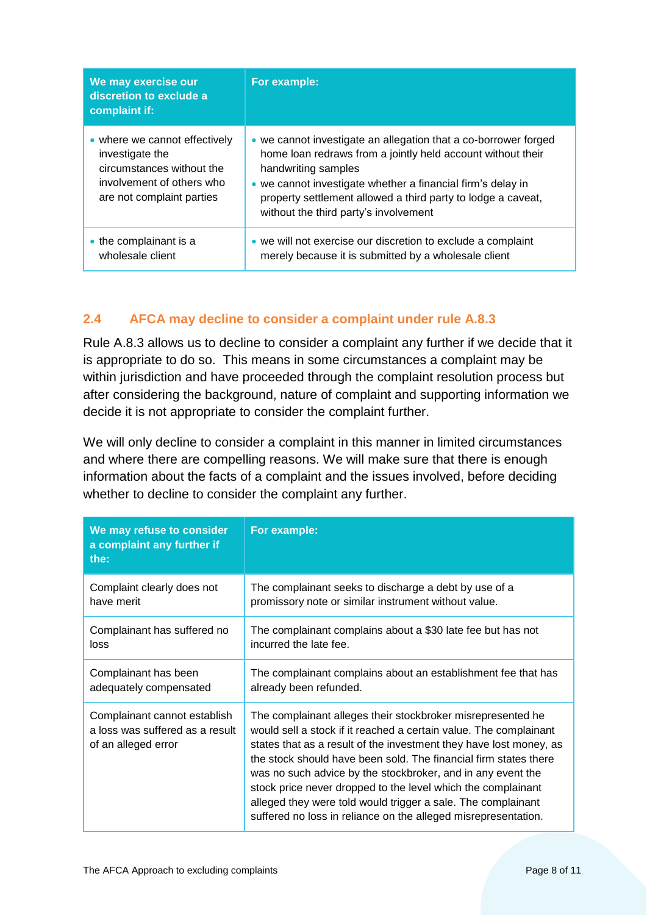| We may exercise our discretion to exclude a complaint if: | For example: |
|---|---|
| • where we cannot effectively investigate the circumstances without the involvement of others who are not complaint parties | • we cannot investigate an allegation that a co-borrower forged home loan redraws from a jointly held account without their handwriting samples<br>• we cannot investigate whether a financial firm's delay in property settlement allowed a third party to lodge a caveat, without the third party's involvement |
| • the complainant is a wholesale client | • we will not exercise our discretion to exclude a complaint merely because it is submitted by a wholesale client |

## 2.4 AFCA may decline to consider a complaint under rule A.8.3

Rule A.8.3 allows us to decline to consider a complaint any further if we decide that it is appropriate to do so. This means in some circumstances a complaint may be within jurisdiction and have proceeded through the complaint resolution process but after considering the background, nature of complaint and supporting information we decide it is not appropriate to consider the complaint further.

We will only decline to consider a complaint in this manner in limited circumstances and where there are compelling reasons. We will make sure that there is enough information about the facts of a complaint and the issues involved, before deciding whether to decline to consider the complaint any further.

| We may refuse to consider a complaint any further if the: | For example: |
|---|---|
| Complaint clearly does not have merit | The complainant seeks to discharge a debt by use of a promissory note or similar instrument without value. |
| Complainant has suffered no loss | The complainant complains about a $30 late fee but has not incurred the late fee. |
| Complainant has been adequately compensated | The complainant complains about an establishment fee that has already been refunded. |
| Complainant cannot establish a loss was suffered as a result of an alleged error | The complainant alleges their stockbroker misrepresented he would sell a stock if it reached a certain value. The complainant states that as a result of the investment they have lost money, as the stock should have been sold. The financial firm states there was no such advice by the stockbroker, and in any event the stock price never dropped to the level which the complainant alleged they were told would trigger a sale. The complainant suffered no loss in reliance on the alleged misrepresentation. |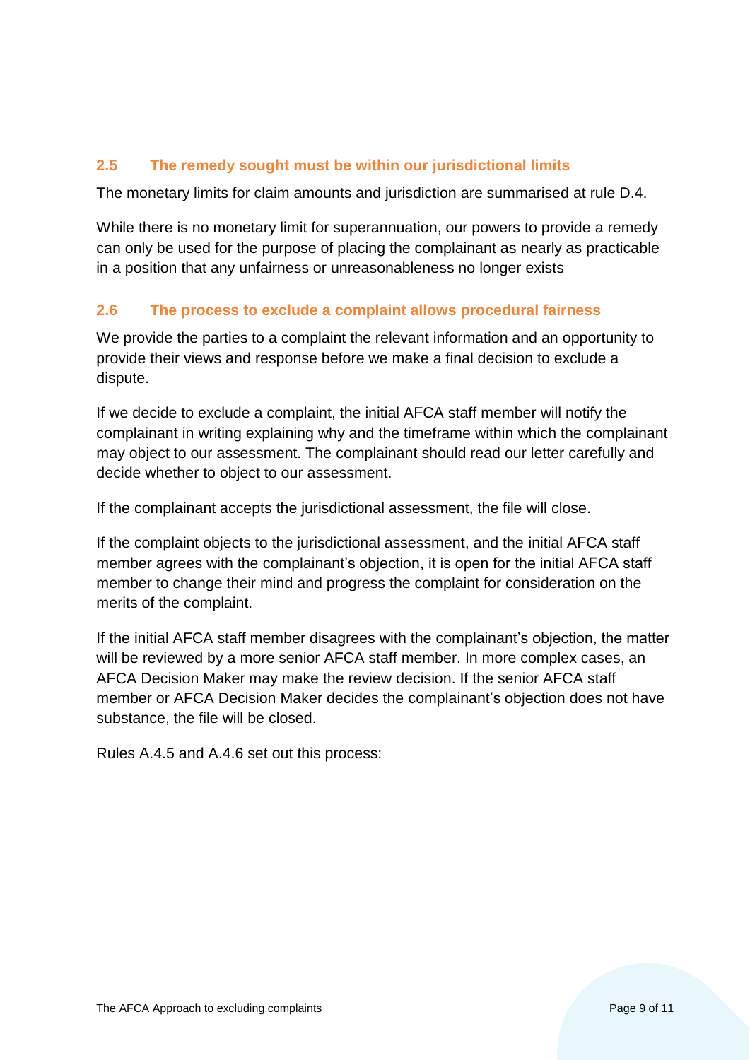### 2.5 The remedy sought must be within our jurisdictional limits

The monetary limits for claim amounts and jurisdiction are summarised at rule D.4.

While there is no monetary limit for superannuation, our powers to provide a remedy can only be used for the purpose of placing the complainant as nearly as practicable in a position that any unfairness or unreasonableness no longer exists

### 2.6 The process to exclude a complaint allows procedural fairness

We provide the parties to a complaint the relevant information and an opportunity to provide their views and response before we make a final decision to exclude a dispute.

If we decide to exclude a complaint, the initial AFCA staff member will notify the complainant in writing explaining why and the timeframe within which the complainant may object to our assessment. The complainant should read our letter carefully and decide whether to object to our assessment.

If the complainant accepts the jurisdictional assessment, the file will close.

If the complaint objects to the jurisdictional assessment, and the initial AFCA staff member agrees with the complainant's objection, it is open for the initial AFCA staff member to change their mind and progress the complaint for consideration on the merits of the complaint.

If the initial AFCA staff member disagrees with the complainant's objection, the matter will be reviewed by a more senior AFCA staff member. In more complex cases, an AFCA Decision Maker may make the review decision. If the senior AFCA staff member or AFCA Decision Maker decides the complainant's objection does not have substance, the file will be closed.

Rules A.4.5 and A.4.6 set out this process: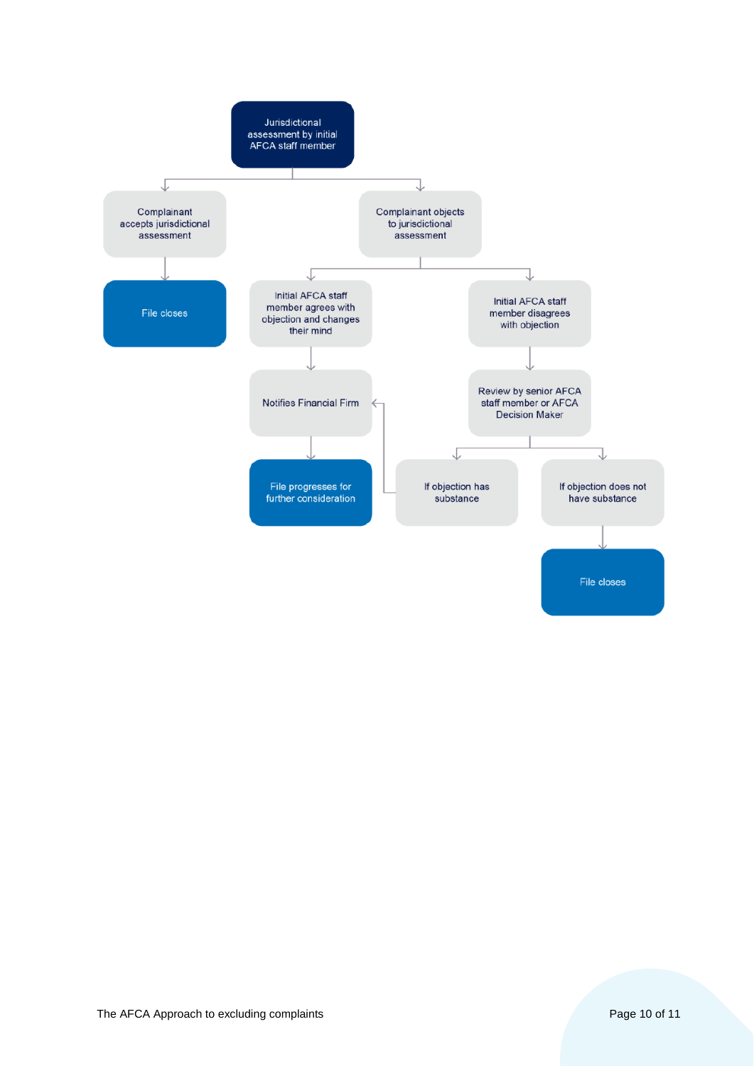Jurisdictional assessment by initial AFCA staff member

- Complainant accepts jurisdictional assessment
  - File closes
- Complainant objects to jurisdictional assessment
  - Initial AFCA staff member agrees with objection and changes their mind
    - Notifies Financial Firm
      - File progresses for further consideration
  - Initial AFCA staff member disagrees with objection
    - Review by senior AFCA staff member or AFCA Decision Maker
      - If objection has substance
        - Notifies Financial Firm
      - If objection does not have substance
        - File closes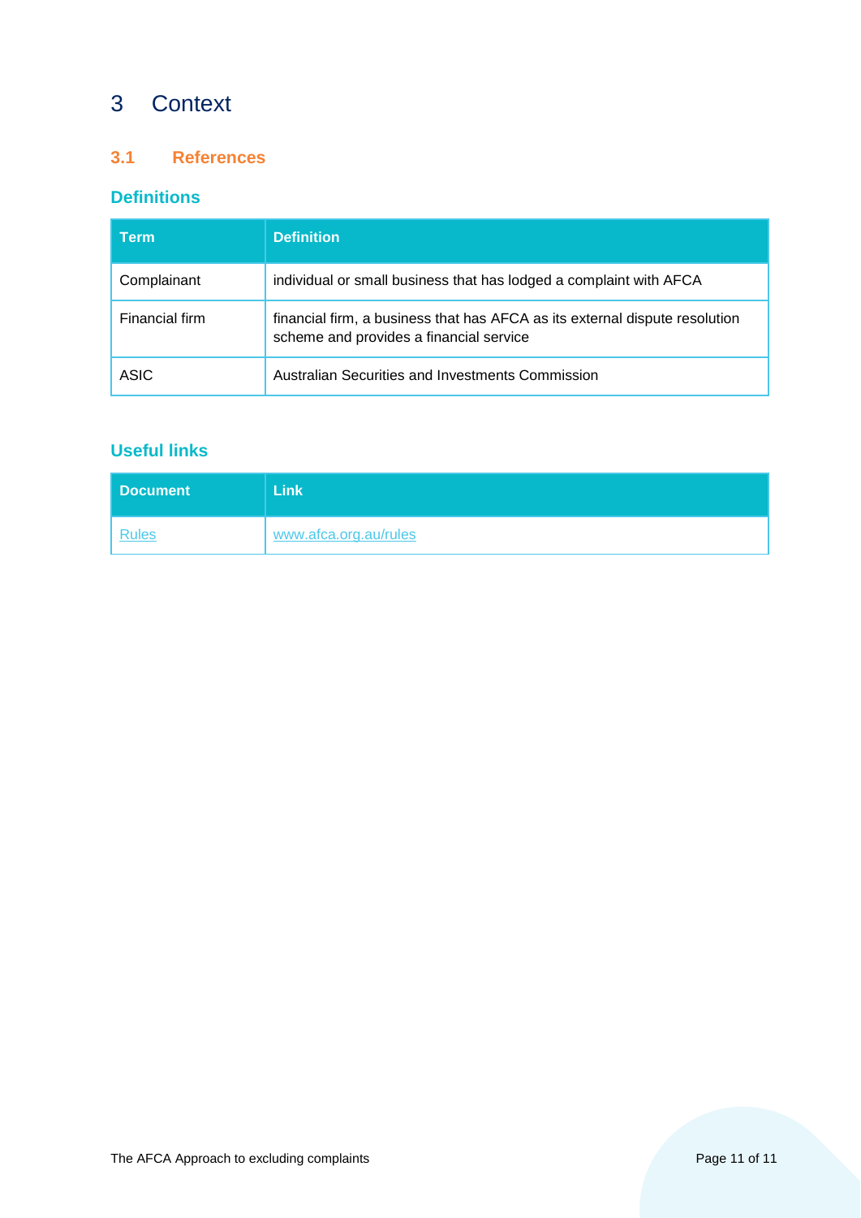# 3 Context

## 3.1 References

### Definitions

| Term | Definition |
|---|---|
| Complainant | individual or small business that has lodged a complaint with AFCA |
| Financial firm | financial firm, a business that has AFCA as its external dispute resolution scheme and provides a financial service |
| ASIC | Australian Securities and Investments Commission |

### Useful links

| Document | Link |
|---|---|
| Rules | www.afca.org.au/rules |